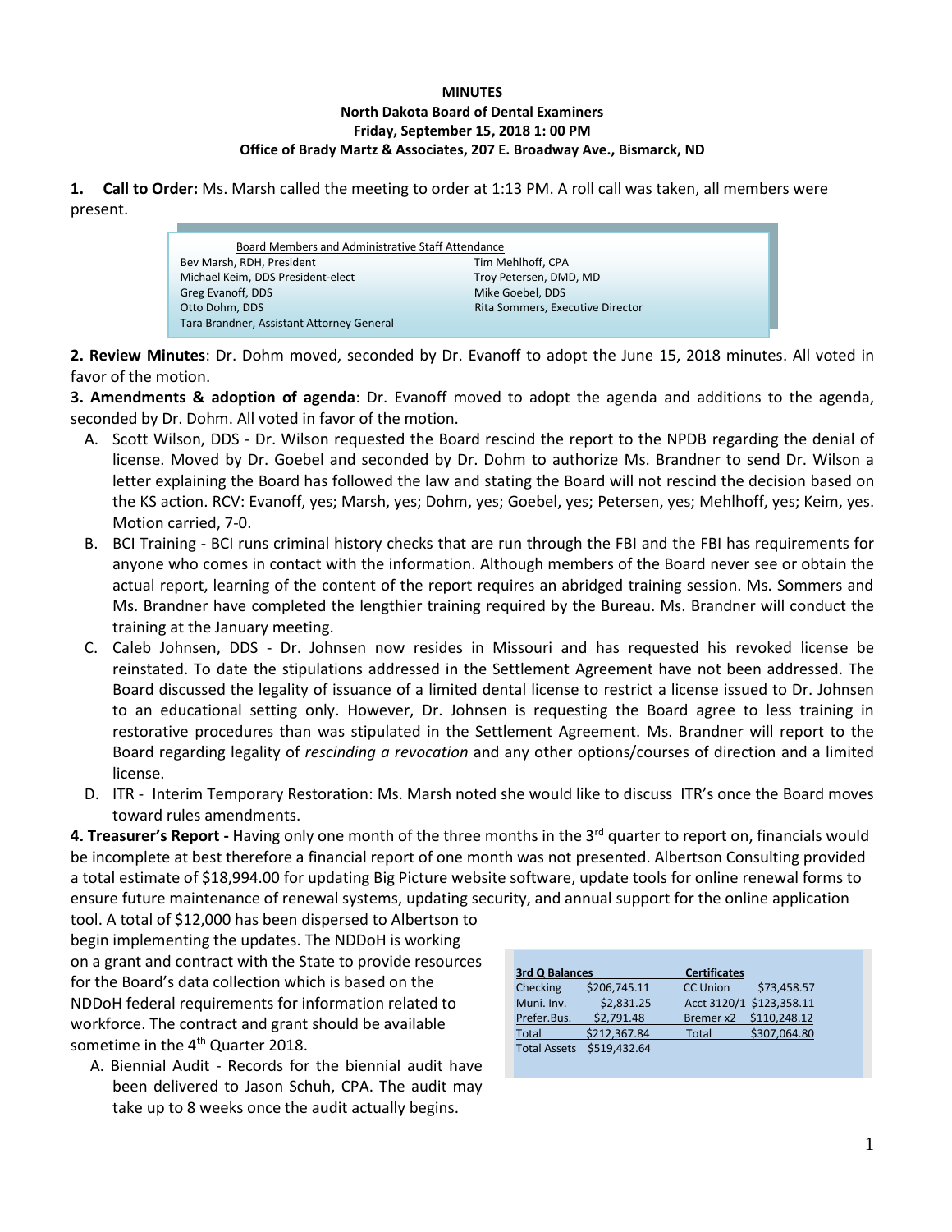**MINUTES**
**North Dakota Board of Dental Examiners**
**Friday, September 15, 2018 1: 00 PM**
**Office of Brady Martz & Associates, 207 E. Broadway Ave., Bismarck, ND**

**1. Call to Order:** Ms. Marsh called the meeting to order at 1:13 PM. A roll call was taken, all members were present.

| Board Members and Administrative Staff Attendance | |
|---|---|
| Bev Marsh, RDH, President | Tim Mehlhoff, CPA |
| Michael Keim, DDS President-elect | Troy Petersen, DMD, MD |
| Greg Evanoff, DDS | Mike Goebel, DDS |
| Otto Dohm, DDS | Rita Sommers, Executive Director |
| Tara Brandner, Assistant Attorney General | |

**2. Review Minutes**: Dr. Dohm moved, seconded by Dr. Evanoff to adopt the June 15, 2018 minutes. All voted in favor of the motion.

**3. Amendments & adoption of agenda**: Dr. Evanoff moved to adopt the agenda and additions to the agenda, seconded by Dr. Dohm. All voted in favor of the motion.

A. Scott Wilson, DDS - Dr. Wilson requested the Board rescind the report to the NPDB regarding the denial of license. Moved by Dr. Goebel and seconded by Dr. Dohm to authorize Ms. Brandner to send Dr. Wilson a letter explaining the Board has followed the law and stating the Board will not rescind the decision based on the KS action. RCV: Evanoff, yes; Marsh, yes; Dohm, yes; Goebel, yes; Petersen, yes; Mehlhoff, yes; Keim, yes. Motion carried, 7-0.

B. BCI Training - BCI runs criminal history checks that are run through the FBI and the FBI has requirements for anyone who comes in contact with the information. Although members of the Board never see or obtain the actual report, learning of the content of the report requires an abridged training session. Ms. Sommers and Ms. Brandner have completed the lengthier training required by the Bureau. Ms. Brandner will conduct the training at the January meeting.

C. Caleb Johnsen, DDS - Dr. Johnsen now resides in Missouri and has requested his revoked license be reinstated. To date the stipulations addressed in the Settlement Agreement have not been addressed. The Board discussed the legality of issuance of a limited dental license to restrict a license issued to Dr. Johnsen to an educational setting only. However, Dr. Johnsen is requesting the Board agree to less training in restorative procedures than was stipulated in the Settlement Agreement. Ms. Brandner will report to the Board regarding legality of *rescinding a revocation* and any other options/courses of direction and a limited license.

D. ITR - Interim Temporary Restoration: Ms. Marsh noted she would like to discuss ITR's once the Board moves toward rules amendments.

**4. Treasurer's Report -** Having only one month of the three months in the 3rd quarter to report on, financials would be incomplete at best therefore a financial report of one month was not presented. Albertson Consulting provided a total estimate of $18,994.00 for updating Big Picture website software, update tools for online renewal forms to ensure future maintenance of renewal systems, updating security, and annual support for the online application tool. A total of $12,000 has been dispersed to Albertson to begin implementing the updates. The NDDoH is working on a grant and contract with the State to provide resources for the Board's data collection which is based on the NDDoH federal requirements for information related to workforce. The contract and grant should be available sometime in the 4th Quarter 2018.

| 3rd Q Balances | | Certificates | |
|---|---|---|---|
| Checking | $206,745.11 | CC Union | $73,458.57 |
| Muni. Inv. | $2,831.25 | Acct 3120/1 | $123,358.11 |
| Prefer.Bus. | $2,791.48 | Bremer x2 | $110,248.12 |
| Total | $212,367.84 | Total | $307,064.80 |
| Total Assets | $519,432.64 | | |

A. Biennial Audit - Records for the biennial audit have been delivered to Jason Schuh, CPA. The audit may take up to 8 weeks once the audit actually begins.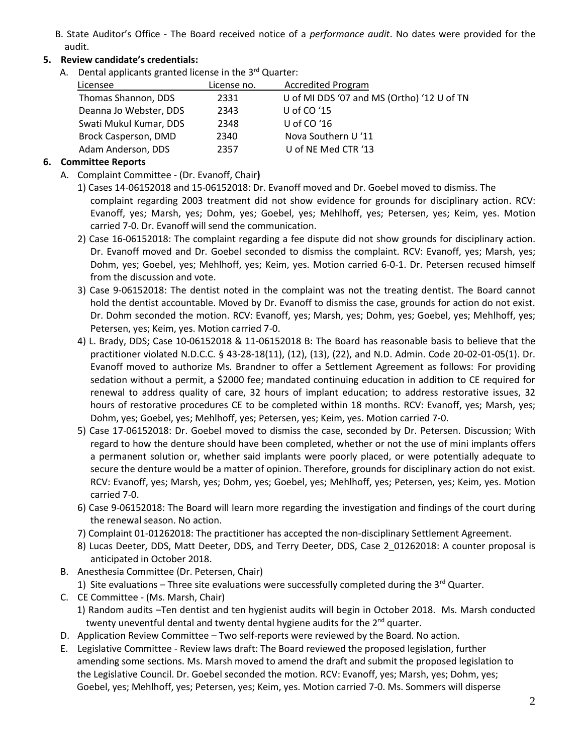B. State Auditor's Office - The Board received notice of a *performance audit*. No dates were provided for the audit.

**5. Review candidate's credentials:**

A. Dental applicants granted license in the 3rd Quarter:

| Licensee | License no. | Accredited Program |
|---|---|---|
| Thomas Shannon, DDS | 2331 | U of MI DDS '07 and MS (Ortho) '12 U of TN |
| Deanna Jo Webster, DDS | 2343 | U of CO '15 |
| Swati Mukul Kumar, DDS | 2348 | U of CO '16 |
| Brock Casperson, DMD | 2340 | Nova Southern U '11 |
| Adam Anderson, DDS | 2357 | U of NE Med CTR '13 |

**6. Committee Reports**

A. Complaint Committee - (Dr. Evanoff, Chair**)**

1) Cases 14-06152018 and 15-06152018: Dr. Evanoff moved and Dr. Goebel moved to dismiss. The complaint regarding 2003 treatment did not show evidence for grounds for disciplinary action. RCV: Evanoff, yes; Marsh, yes; Dohm, yes; Goebel, yes; Mehlhoff, yes; Petersen, yes; Keim, yes. Motion carried 7-0. Dr. Evanoff will send the communication.

2) Case 16-06152018: The complaint regarding a fee dispute did not show grounds for disciplinary action. Dr. Evanoff moved and Dr. Goebel seconded to dismiss the complaint. RCV: Evanoff, yes; Marsh, yes; Dohm, yes; Goebel, yes; Mehlhoff, yes; Keim, yes. Motion carried 6-0-1. Dr. Petersen recused himself from the discussion and vote.

3) Case 9-06152018: The dentist noted in the complaint was not the treating dentist. The Board cannot hold the dentist accountable. Moved by Dr. Evanoff to dismiss the case, grounds for action do not exist. Dr. Dohm seconded the motion. RCV: Evanoff, yes; Marsh, yes; Dohm, yes; Goebel, yes; Mehlhoff, yes; Petersen, yes; Keim, yes. Motion carried 7-0.

4) L. Brady, DDS; Case 10-06152018 & 11-06152018 B: The Board has reasonable basis to believe that the practitioner violated N.D.C.C. § 43-28-18(11), (12), (13), (22), and N.D. Admin. Code 20-02-01-05(1). Dr. Evanoff moved to authorize Ms. Brandner to offer a Settlement Agreement as follows: For providing sedation without a permit, a $2000 fee; mandated continuing education in addition to CE required for renewal to address quality of care, 32 hours of implant education; to address restorative issues, 32 hours of restorative procedures CE to be completed within 18 months. RCV: Evanoff, yes; Marsh, yes; Dohm, yes; Goebel, yes; Mehlhoff, yes; Petersen, yes; Keim, yes. Motion carried 7-0.

5) Case 17-06152018: Dr. Goebel moved to dismiss the case, seconded by Dr. Petersen. Discussion; With regard to how the denture should have been completed, whether or not the use of mini implants offers a permanent solution or, whether said implants were poorly placed, or were potentially adequate to secure the denture would be a matter of opinion. Therefore, grounds for disciplinary action do not exist. RCV: Evanoff, yes; Marsh, yes; Dohm, yes; Goebel, yes; Mehlhoff, yes; Petersen, yes; Keim, yes. Motion carried 7-0.

6) Case 9-06152018: The Board will learn more regarding the investigation and findings of the court during the renewal season. No action.

7) Complaint 01-01262018: The practitioner has accepted the non-disciplinary Settlement Agreement.

8) Lucas Deeter, DDS, Matt Deeter, DDS, and Terry Deeter, DDS, Case 2_01262018: A counter proposal is anticipated in October 2018.

B. Anesthesia Committee (Dr. Petersen, Chair)

1) Site evaluations – Three site evaluations were successfully completed during the 3rd Quarter.

C. CE Committee - (Ms. Marsh, Chair)

1) Random audits –Ten dentist and ten hygienist audits will begin in October 2018. Ms. Marsh conducted twenty uneventful dental and twenty dental hygiene audits for the 2nd quarter.

D. Application Review Committee – Two self-reports were reviewed by the Board. No action.

E. Legislative Committee - Review laws draft: The Board reviewed the proposed legislation, further amending some sections. Ms. Marsh moved to amend the draft and submit the proposed legislation to the Legislative Council. Dr. Goebel seconded the motion. RCV: Evanoff, yes; Marsh, yes; Dohm, yes; Goebel, yes; Mehlhoff, yes; Petersen, yes; Keim, yes. Motion carried 7-0. Ms. Sommers will disperse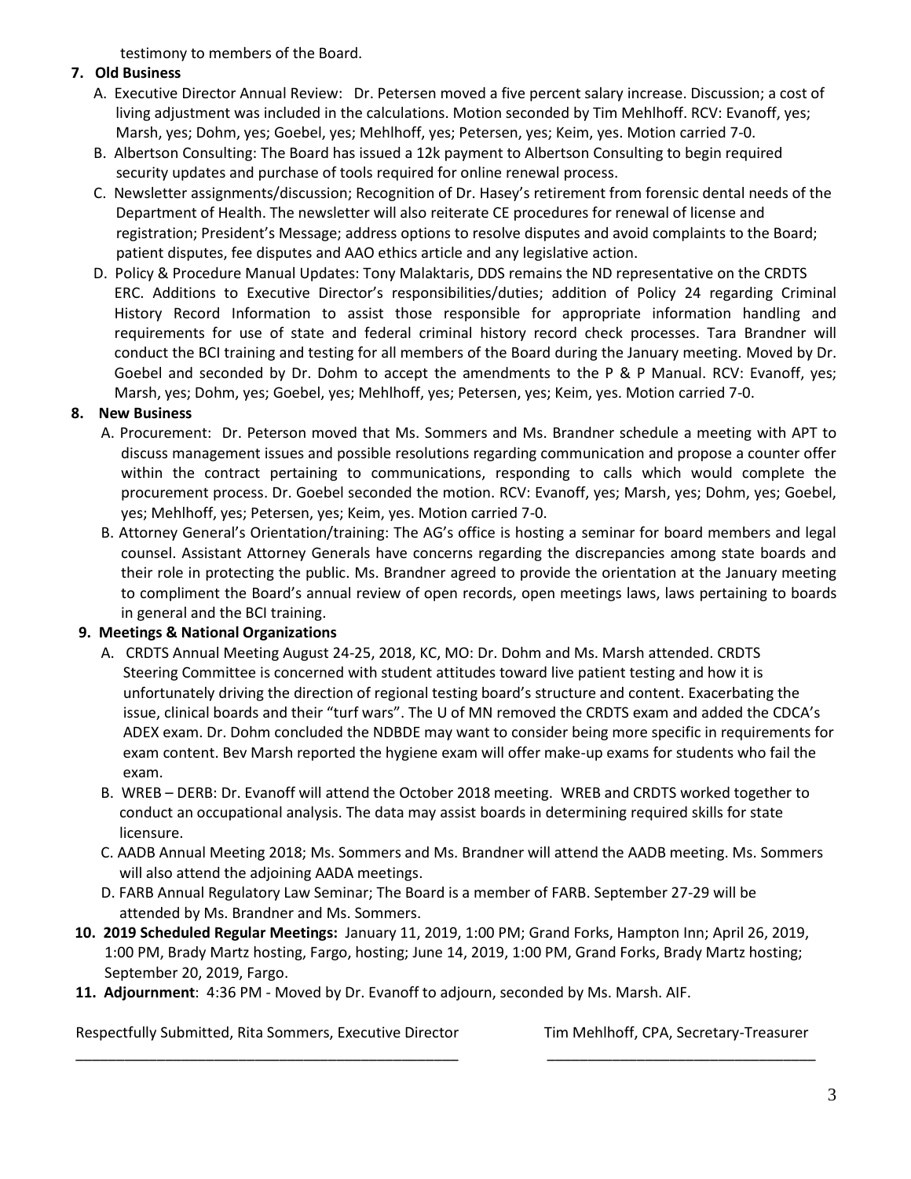testimony to members of the Board.

**7. Old Business**

A. Executive Director Annual Review: Dr. Petersen moved a five percent salary increase. Discussion; a cost of living adjustment was included in the calculations. Motion seconded by Tim Mehlhoff. RCV: Evanoff, yes; Marsh, yes; Dohm, yes; Goebel, yes; Mehlhoff, yes; Petersen, yes; Keim, yes. Motion carried 7-0.

B. Albertson Consulting: The Board has issued a 12k payment to Albertson Consulting to begin required security updates and purchase of tools required for online renewal process.

C. Newsletter assignments/discussion; Recognition of Dr. Hasey's retirement from forensic dental needs of the Department of Health. The newsletter will also reiterate CE procedures for renewal of license and registration; President's Message; address options to resolve disputes and avoid complaints to the Board; patient disputes, fee disputes and AAO ethics article and any legislative action.

D. Policy & Procedure Manual Updates: Tony Malaktaris, DDS remains the ND representative on the CRDTS ERC. Additions to Executive Director's responsibilities/duties; addition of Policy 24 regarding Criminal History Record Information to assist those responsible for appropriate information handling and requirements for use of state and federal criminal history record check processes. Tara Brandner will conduct the BCI training and testing for all members of the Board during the January meeting. Moved by Dr. Goebel and seconded by Dr. Dohm to accept the amendments to the P & P Manual. RCV: Evanoff, yes; Marsh, yes; Dohm, yes; Goebel, yes; Mehlhoff, yes; Petersen, yes; Keim, yes. Motion carried 7-0.

**8. New Business**

A. Procurement: Dr. Peterson moved that Ms. Sommers and Ms. Brandner schedule a meeting with APT to discuss management issues and possible resolutions regarding communication and propose a counter offer within the contract pertaining to communications, responding to calls which would complete the procurement process. Dr. Goebel seconded the motion. RCV: Evanoff, yes; Marsh, yes; Dohm, yes; Goebel, yes; Mehlhoff, yes; Petersen, yes; Keim, yes. Motion carried 7-0.

B. Attorney General's Orientation/training: The AG's office is hosting a seminar for board members and legal counsel. Assistant Attorney Generals have concerns regarding the discrepancies among state boards and their role in protecting the public. Ms. Brandner agreed to provide the orientation at the January meeting to compliment the Board's annual review of open records, open meetings laws, laws pertaining to boards in general and the BCI training.

**9. Meetings & National Organizations**

A. CRDTS Annual Meeting August 24-25, 2018, KC, MO: Dr. Dohm and Ms. Marsh attended. CRDTS Steering Committee is concerned with student attitudes toward live patient testing and how it is unfortunately driving the direction of regional testing board's structure and content. Exacerbating the issue, clinical boards and their "turf wars". The U of MN removed the CRDTS exam and added the CDCA's ADEX exam. Dr. Dohm concluded the NDBDE may want to consider being more specific in requirements for exam content. Bev Marsh reported the hygiene exam will offer make-up exams for students who fail the exam.

B. WREB – DERB: Dr. Evanoff will attend the October 2018 meeting. WREB and CRDTS worked together to conduct an occupational analysis. The data may assist boards in determining required skills for state licensure.

C. AADB Annual Meeting 2018; Ms. Sommers and Ms. Brandner will attend the AADB meeting. Ms. Sommers will also attend the adjoining AADA meetings.

D. FARB Annual Regulatory Law Seminar; The Board is a member of FARB. September 27-29 will be attended by Ms. Brandner and Ms. Sommers.

**10. 2019 Scheduled Regular Meetings:** January 11, 2019, 1:00 PM; Grand Forks, Hampton Inn; April 26, 2019, 1:00 PM, Brady Martz hosting, Fargo, hosting; June 14, 2019, 1:00 PM, Grand Forks, Brady Martz hosting; September 20, 2019, Fargo.

**11. Adjournment**: 4:36 PM - Moved by Dr. Evanoff to adjourn, seconded by Ms. Marsh. AIF.

Respectfully Submitted, Rita Sommers, Executive Director

\_\_\_\_\_\_\_\_\_\_\_\_\_\_\_\_\_\_\_\_\_\_\_\_\_\_\_\_\_\_\_\_\_\_\_\_\_\_\_\_\_\_\_\_\_\_\_\_

Tim Mehlhoff, CPA, Secretary-Treasurer

\_\_\_\_\_\_\_\_\_\_\_\_\_\_\_\_\_\_\_\_\_\_\_\_\_\_\_\_\_\_\_\_\_\_\_\_